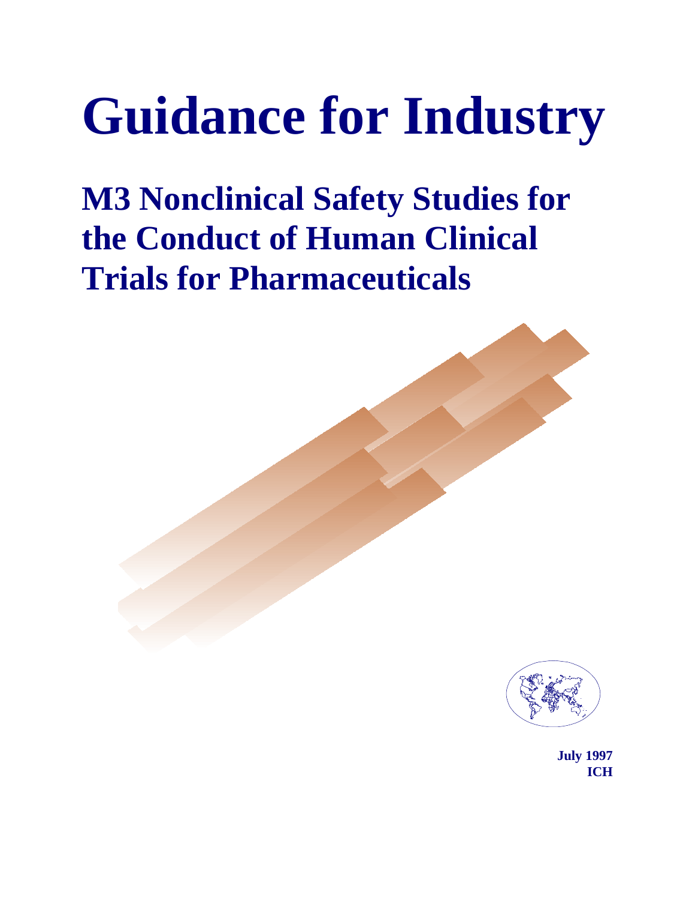# Guidance for Industry

## M3 Nonclinical Safety Studies for the Conduct of Human Clinical Trials for Pharmaceuticals

**July 1997**
**ICH**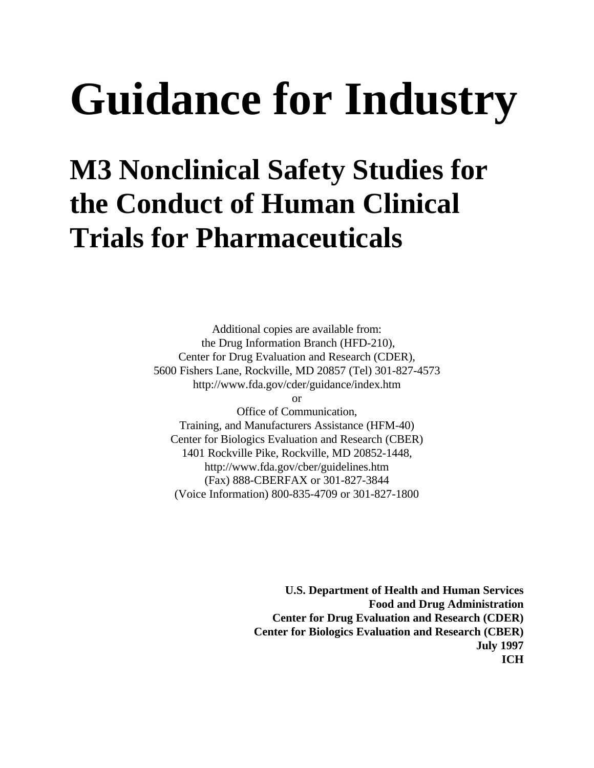# Guidance for Industry

## M3 Nonclinical Safety Studies for the Conduct of Human Clinical Trials for Pharmaceuticals

Additional copies are available from:
the Drug Information Branch (HFD-210),
Center for Drug Evaluation and Research (CDER),
5600 Fishers Lane, Rockville, MD 20857 (Tel) 301-827-4573
http://www.fda.gov/cder/guidance/index.htm
or
Office of Communication,
Training, and Manufacturers Assistance (HFM-40)
Center for Biologics Evaluation and Research (CBER)
1401 Rockville Pike, Rockville, MD 20852-1448,
http://www.fda.gov/cber/guidelines.htm
(Fax) 888-CBERFAX or 301-827-3844
(Voice Information) 800-835-4709 or 301-827-1800

**U.S. Department of Health and Human Services**
**Food and Drug Administration**
**Center for Drug Evaluation and Research (CDER)**
**Center for Biologics Evaluation and Research (CBER)**
**July 1997**
**ICH**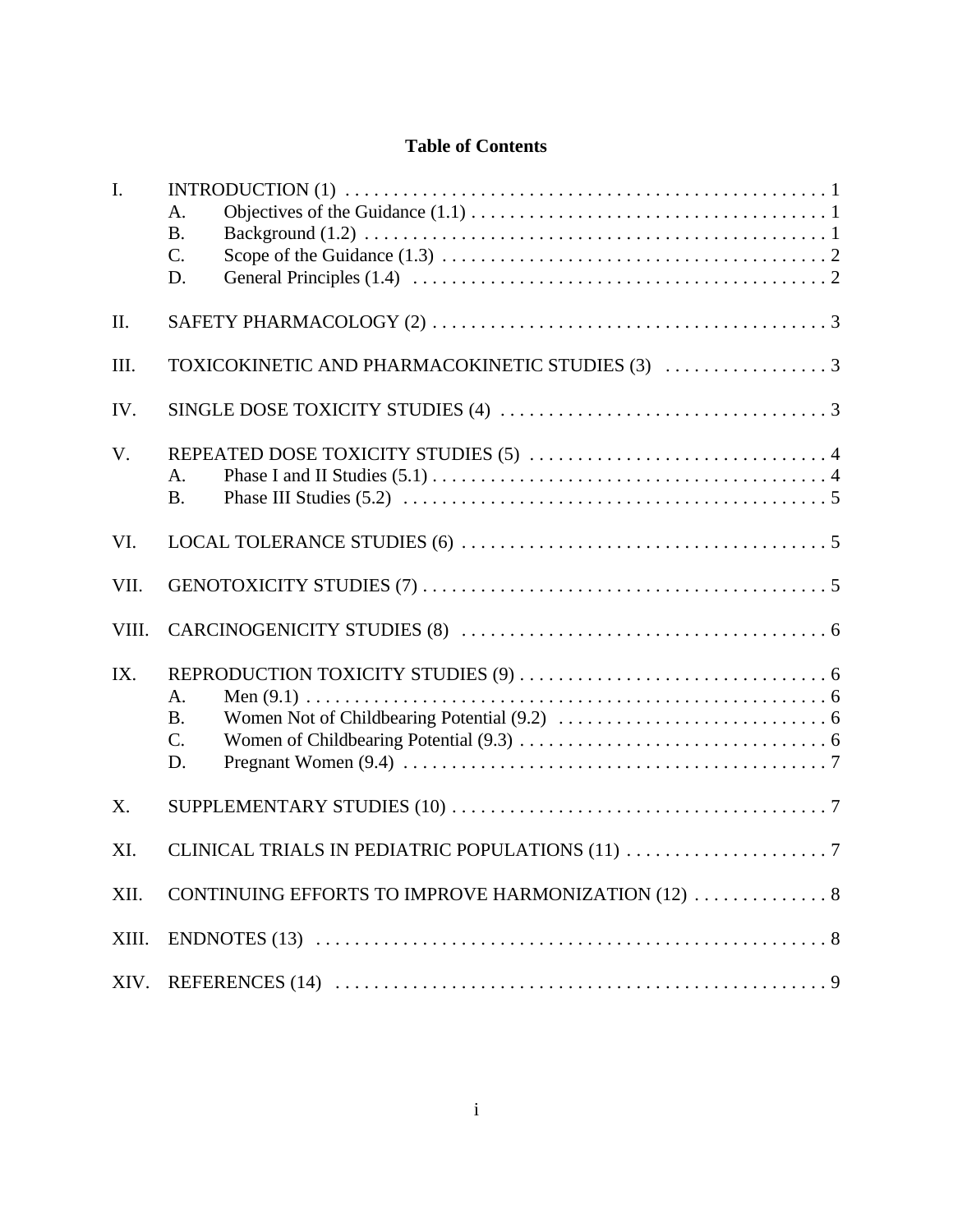# Table of Contents

I. INTRODUCTION (1) . . . . . . . . . . . . . . . . . . . . . . . . . . . . . . . . . . . . . . . . . . . . . . . . . . 1
   - A. Objectives of the Guidance (1.1) . . . . . . . . . . . . . . . . . . . . . . . . . . . . . . . . . . . . . 1
   - B. Background (1.2) . . . . . . . . . . . . . . . . . . . . . . . . . . . . . . . . . . . . . . . . . . . . . . . . . 1
   - C. Scope of the Guidance (1.3) . . . . . . . . . . . . . . . . . . . . . . . . . . . . . . . . . . . . . . . . 2
   - D. General Principles (1.4) . . . . . . . . . . . . . . . . . . . . . . . . . . . . . . . . . . . . . . . . . . . 2

II. SAFETY PHARMACOLOGY (2) . . . . . . . . . . . . . . . . . . . . . . . . . . . . . . . . . . . . . . . . . 3

III. TOXICOKINETIC AND PHARMACOKINETIC STUDIES (3) . . . . . . . . . . . . . . . . . 3

IV. SINGLE DOSE TOXICITY STUDIES (4) . . . . . . . . . . . . . . . . . . . . . . . . . . . . . . . . . . 3

V. REPEATED DOSE TOXICITY STUDIES (5) . . . . . . . . . . . . . . . . . . . . . . . . . . . . . . . 4
   - A. Phase I and II Studies (5.1) . . . . . . . . . . . . . . . . . . . . . . . . . . . . . . . . . . . . . . . . . 4
   - B. Phase III Studies (5.2) . . . . . . . . . . . . . . . . . . . . . . . . . . . . . . . . . . . . . . . . . . . . 5

VI. LOCAL TOLERANCE STUDIES (6) . . . . . . . . . . . . . . . . . . . . . . . . . . . . . . . . . . . . . . 5

VII. GENOTOXICITY STUDIES (7) . . . . . . . . . . . . . . . . . . . . . . . . . . . . . . . . . . . . . . . . . 5

VIII. CARCINOGENICITY STUDIES (8) . . . . . . . . . . . . . . . . . . . . . . . . . . . . . . . . . . . . . 6

IX. REPRODUCTION TOXICITY STUDIES (9) . . . . . . . . . . . . . . . . . . . . . . . . . . . . . . . . 6
   - A. Men (9.1) . . . . . . . . . . . . . . . . . . . . . . . . . . . . . . . . . . . . . . . . . . . . . . . . . . . . . . 6
   - B. Women Not of Childbearing Potential (9.2) . . . . . . . . . . . . . . . . . . . . . . . . . . . . 6
   - C. Women of Childbearing Potential (9.3) . . . . . . . . . . . . . . . . . . . . . . . . . . . . . . . . 6
   - D. Pregnant Women (9.4) . . . . . . . . . . . . . . . . . . . . . . . . . . . . . . . . . . . . . . . . . . . . 7

X. SUPPLEMENTARY STUDIES (10) . . . . . . . . . . . . . . . . . . . . . . . . . . . . . . . . . . . . . . . 7

XI. CLINICAL TRIALS IN PEDIATRIC POPULATIONS (11) . . . . . . . . . . . . . . . . . . . . . 7

XII. CONTINUING EFFORTS TO IMPROVE HARMONIZATION (12) . . . . . . . . . . . . . . 8

XIII. ENDNOTES (13) . . . . . . . . . . . . . . . . . . . . . . . . . . . . . . . . . . . . . . . . . . . . . . . . . . . . 8

XIV. REFERENCES (14) . . . . . . . . . . . . . . . . . . . . . . . . . . . . . . . . . . . . . . . . . . . . . . . . . . 9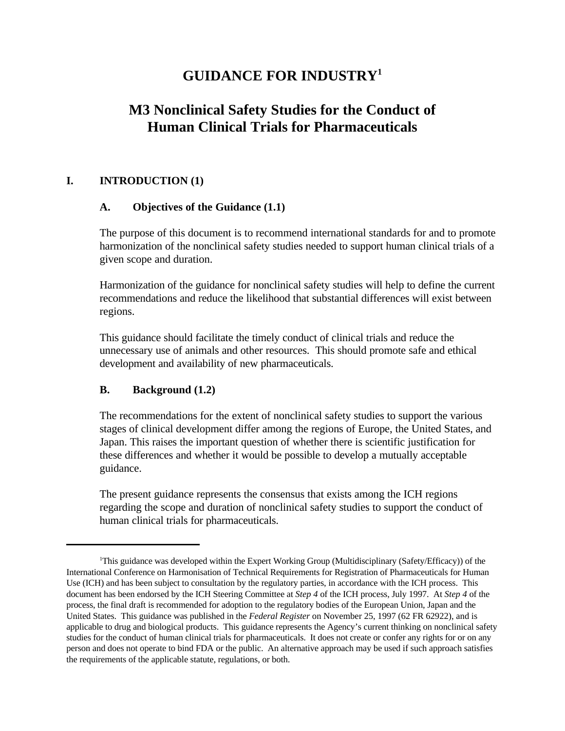# GUIDANCE FOR INDUSTRY[1]

# M3 Nonclinical Safety Studies for the Conduct of Human Clinical Trials for Pharmaceuticals

## I. INTRODUCTION (1)

### A. Objectives of the Guidance (1.1)

The purpose of this document is to recommend international standards for and to promote harmonization of the nonclinical safety studies needed to support human clinical trials of a given scope and duration.

Harmonization of the guidance for nonclinical safety studies will help to define the current recommendations and reduce the likelihood that substantial differences will exist between regions.

This guidance should facilitate the timely conduct of clinical trials and reduce the unnecessary use of animals and other resources. This should promote safe and ethical development and availability of new pharmaceuticals.

### B. Background (1.2)

The recommendations for the extent of nonclinical safety studies to support the various stages of clinical development differ among the regions of Europe, the United States, and Japan. This raises the important question of whether there is scientific justification for these differences and whether it would be possible to develop a mutually acceptable guidance.

The present guidance represents the consensus that exists among the ICH regions regarding the scope and duration of nonclinical safety studies to support the conduct of human clinical trials for pharmaceuticals.

---

[1] This guidance was developed within the Expert Working Group (Multidisciplinary (Safety/Efficacy)) of the International Conference on Harmonisation of Technical Requirements for Registration of Pharmaceuticals for Human Use (ICH) and has been subject to consultation by the regulatory parties, in accordance with the ICH process. This document has been endorsed by the ICH Steering Committee at *Step 4* of the ICH process, July 1997. At *Step 4* of the process, the final draft is recommended for adoption to the regulatory bodies of the European Union, Japan and the United States. This guidance was published in the *Federal Register* on November 25, 1997 (62 FR 62922), and is applicable to drug and biological products. This guidance represents the Agency's current thinking on nonclinical safety studies for the conduct of human clinical trials for pharmaceuticals. It does not create or confer any rights for or on any person and does not operate to bind FDA or the public. An alternative approach may be used if such approach satisfies the requirements of the applicable statute, regulations, or both.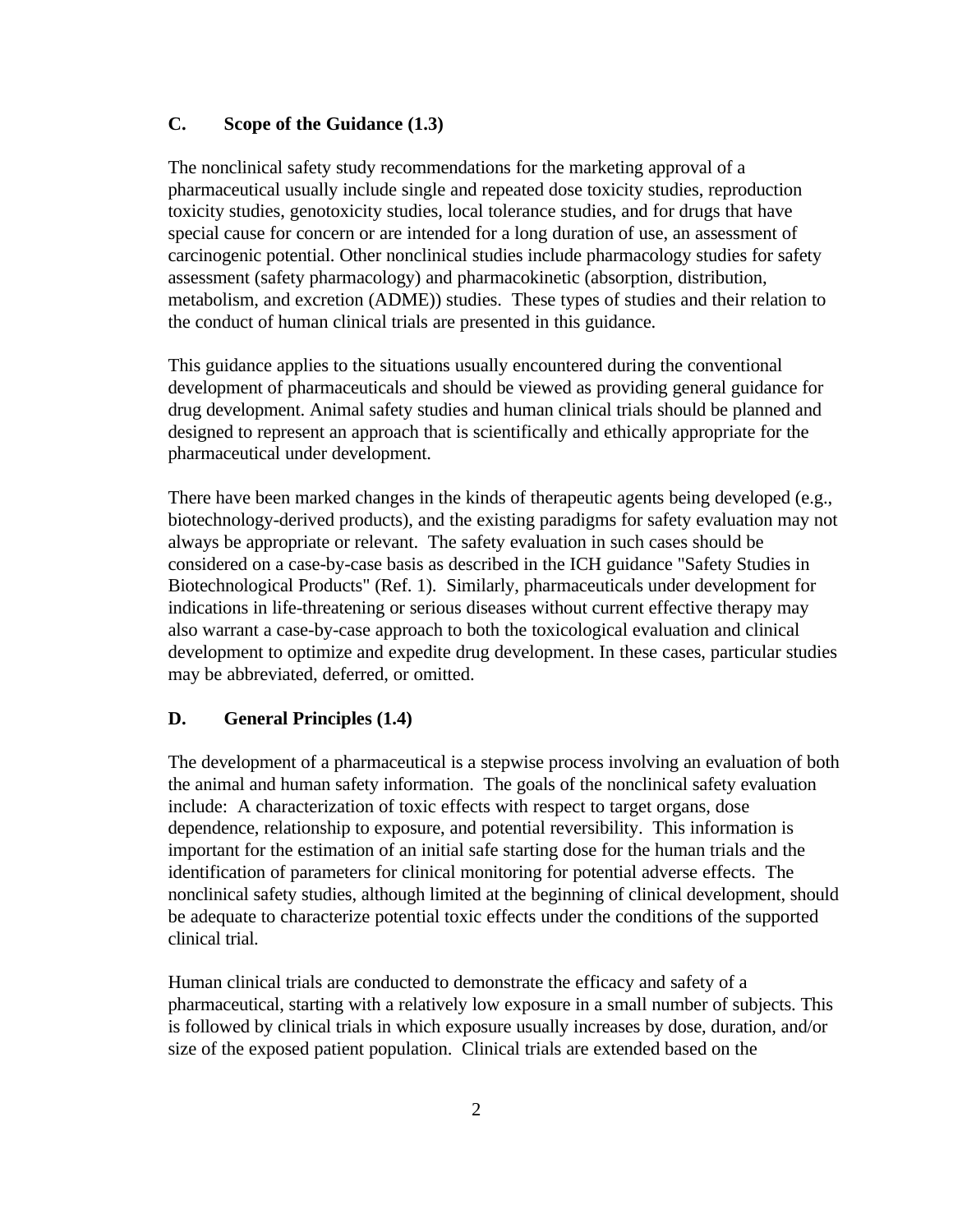### C. Scope of the Guidance (1.3)

The nonclinical safety study recommendations for the marketing approval of a pharmaceutical usually include single and repeated dose toxicity studies, reproduction toxicity studies, genotoxicity studies, local tolerance studies, and for drugs that have special cause for concern or are intended for a long duration of use, an assessment of carcinogenic potential. Other nonclinical studies include pharmacology studies for safety assessment (safety pharmacology) and pharmacokinetic (absorption, distribution, metabolism, and excretion (ADME)) studies. These types of studies and their relation to the conduct of human clinical trials are presented in this guidance.

This guidance applies to the situations usually encountered during the conventional development of pharmaceuticals and should be viewed as providing general guidance for drug development. Animal safety studies and human clinical trials should be planned and designed to represent an approach that is scientifically and ethically appropriate for the pharmaceutical under development.

There have been marked changes in the kinds of therapeutic agents being developed (e.g., biotechnology-derived products), and the existing paradigms for safety evaluation may not always be appropriate or relevant. The safety evaluation in such cases should be considered on a case-by-case basis as described in the ICH guidance "Safety Studies in Biotechnological Products" (Ref. 1). Similarly, pharmaceuticals under development for indications in life-threatening or serious diseases without current effective therapy may also warrant a case-by-case approach to both the toxicological evaluation and clinical development to optimize and expedite drug development. In these cases, particular studies may be abbreviated, deferred, or omitted.

### D. General Principles (1.4)

The development of a pharmaceutical is a stepwise process involving an evaluation of both the animal and human safety information. The goals of the nonclinical safety evaluation include: A characterization of toxic effects with respect to target organs, dose dependence, relationship to exposure, and potential reversibility. This information is important for the estimation of an initial safe starting dose for the human trials and the identification of parameters for clinical monitoring for potential adverse effects. The nonclinical safety studies, although limited at the beginning of clinical development, should be adequate to characterize potential toxic effects under the conditions of the supported clinical trial.

Human clinical trials are conducted to demonstrate the efficacy and safety of a pharmaceutical, starting with a relatively low exposure in a small number of subjects. This is followed by clinical trials in which exposure usually increases by dose, duration, and/or size of the exposed patient population. Clinical trials are extended based on the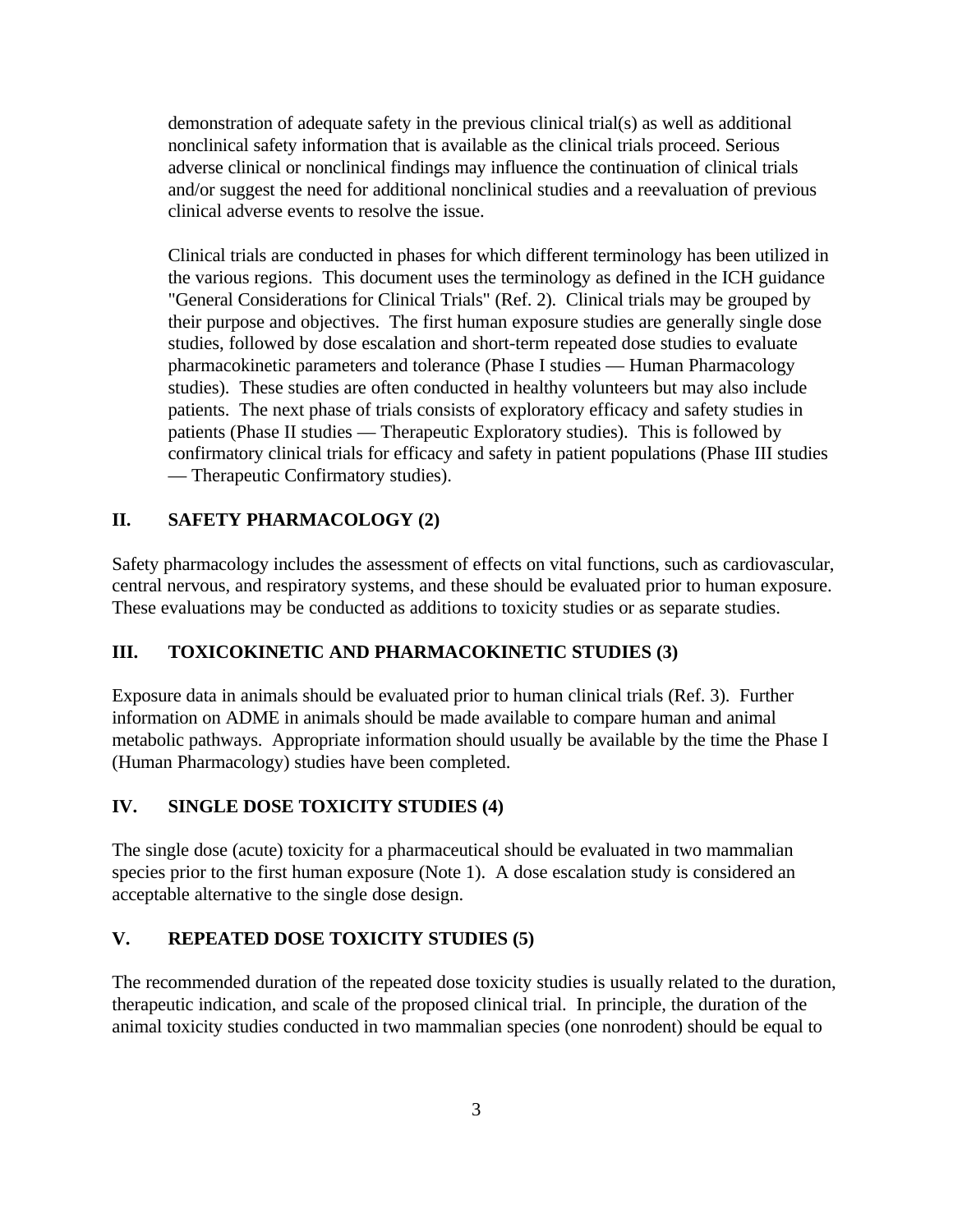demonstration of adequate safety in the previous clinical trial(s) as well as additional nonclinical safety information that is available as the clinical trials proceed. Serious adverse clinical or nonclinical findings may influence the continuation of clinical trials and/or suggest the need for additional nonclinical studies and a reevaluation of previous clinical adverse events to resolve the issue.

Clinical trials are conducted in phases for which different terminology has been utilized in the various regions. This document uses the terminology as defined in the ICH guidance "General Considerations for Clinical Trials" (Ref. 2). Clinical trials may be grouped by their purpose and objectives. The first human exposure studies are generally single dose studies, followed by dose escalation and short-term repeated dose studies to evaluate pharmacokinetic parameters and tolerance (Phase I studies — Human Pharmacology studies). These studies are often conducted in healthy volunteers but may also include patients. The next phase of trials consists of exploratory efficacy and safety studies in patients (Phase II studies — Therapeutic Exploratory studies). This is followed by confirmatory clinical trials for efficacy and safety in patient populations (Phase III studies — Therapeutic Confirmatory studies).

## II. SAFETY PHARMACOLOGY (2)

Safety pharmacology includes the assessment of effects on vital functions, such as cardiovascular, central nervous, and respiratory systems, and these should be evaluated prior to human exposure. These evaluations may be conducted as additions to toxicity studies or as separate studies.

## III. TOXICOKINETIC AND PHARMACOKINETIC STUDIES (3)

Exposure data in animals should be evaluated prior to human clinical trials (Ref. 3). Further information on ADME in animals should be made available to compare human and animal metabolic pathways. Appropriate information should usually be available by the time the Phase I (Human Pharmacology) studies have been completed.

## IV. SINGLE DOSE TOXICITY STUDIES (4)

The single dose (acute) toxicity for a pharmaceutical should be evaluated in two mammalian species prior to the first human exposure (Note 1). A dose escalation study is considered an acceptable alternative to the single dose design.

## V. REPEATED DOSE TOXICITY STUDIES (5)

The recommended duration of the repeated dose toxicity studies is usually related to the duration, therapeutic indication, and scale of the proposed clinical trial. In principle, the duration of the animal toxicity studies conducted in two mammalian species (one nonrodent) should be equal to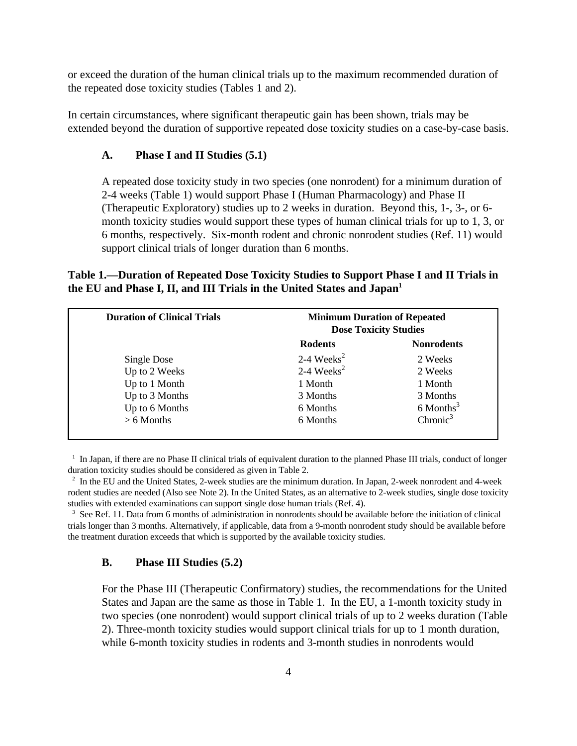or exceed the duration of the human clinical trials up to the maximum recommended duration of the repeated dose toxicity studies (Tables 1 and 2).

In certain circumstances, where significant therapeutic gain has been shown, trials may be extended beyond the duration of supportive repeated dose toxicity studies on a case-by-case basis.

### A. Phase I and II Studies (5.1)

A repeated dose toxicity study in two species (one nonrodent) for a minimum duration of 2-4 weeks (Table 1) would support Phase I (Human Pharmacology) and Phase II (Therapeutic Exploratory) studies up to 2 weeks in duration. Beyond this, 1-, 3-, or 6-month toxicity studies would support these types of human clinical trials for up to 1, 3, or 6 months, respectively. Six-month rodent and chronic nonrodent studies (Ref. 11) would support clinical trials of longer duration than 6 months.

**Table 1.—Duration of Repeated Dose Toxicity Studies to Support Phase I and II Trials in the EU and Phase I, II, and III Trials in the United States and Japan[1]**

| Duration of Clinical Trials | Minimum Duration of Repeated Dose Toxicity Studies | |
|---|---|---|
| | **Rodents** | **Nonrodents** |
| Single Dose | 2-4 Weeks[2] | 2 Weeks |
| Up to 2 Weeks | 2-4 Weeks[2] | 2 Weeks |
| Up to 1 Month | 1 Month | 1 Month |
| Up to 3 Months | 3 Months | 3 Months |
| Up to 6 Months | 6 Months | 6 Months[3] |
| > 6 Months | 6 Months | Chronic[3] |

[1] In Japan, if there are no Phase II clinical trials of equivalent duration to the planned Phase III trials, conduct of longer duration toxicity studies should be considered as given in Table 2.

[2] In the EU and the United States, 2-week studies are the minimum duration. In Japan, 2-week nonrodent and 4-week rodent studies are needed (Also see Note 2). In the United States, as an alternative to 2-week studies, single dose toxicity studies with extended examinations can support single dose human trials (Ref. 4).

[3] See Ref. 11. Data from 6 months of administration in nonrodents should be available before the initiation of clinical trials longer than 3 months. Alternatively, if applicable, data from a 9-month nonrodent study should be available before the treatment duration exceeds that which is supported by the available toxicity studies.

### B. Phase III Studies (5.2)

For the Phase III (Therapeutic Confirmatory) studies, the recommendations for the United States and Japan are the same as those in Table 1. In the EU, a 1-month toxicity study in two species (one nonrodent) would support clinical trials of up to 2 weeks duration (Table 2). Three-month toxicity studies would support clinical trials for up to 1 month duration, while 6-month toxicity studies in rodents and 3-month studies in nonrodents would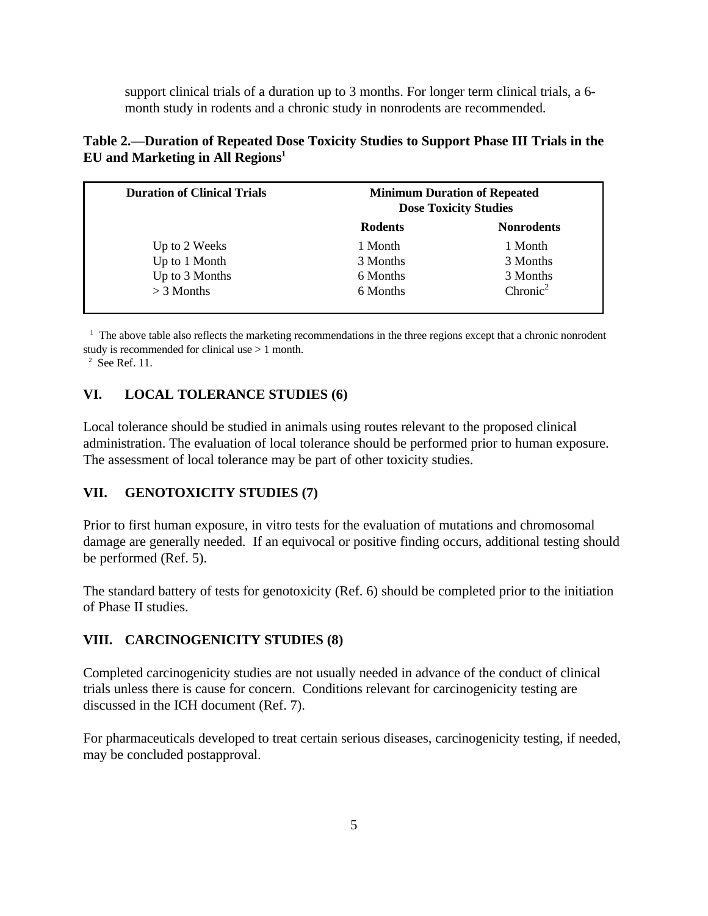support clinical trials of a duration up to 3 months. For longer term clinical trials, a 6-month study in rodents and a chronic study in nonrodents are recommended.

**Table 2.—Duration of Repeated Dose Toxicity Studies to Support Phase III Trials in the EU and Marketing in All Regions[1]**

| Duration of Clinical Trials | Minimum Duration of Repeated Dose Toxicity Studies | |
|---|---|---|
| | **Rodents** | **Nonrodents** |
| Up to 2 Weeks | 1 Month | 1 Month |
| Up to 1 Month | 3 Months | 3 Months |
| Up to 3 Months | 6 Months | 3 Months |
| > 3 Months | 6 Months | Chronic[2] |

[1] The above table also reflects the marketing recommendations in the three regions except that a chronic nonrodent study is recommended for clinical use > 1 month.
[2] See Ref. 11.

## VI. LOCAL TOLERANCE STUDIES (6)

Local tolerance should be studied in animals using routes relevant to the proposed clinical administration. The evaluation of local tolerance should be performed prior to human exposure. The assessment of local tolerance may be part of other toxicity studies.

## VII. GENOTOXICITY STUDIES (7)

Prior to first human exposure, in vitro tests for the evaluation of mutations and chromosomal damage are generally needed. If an equivocal or positive finding occurs, additional testing should be performed (Ref. 5).

The standard battery of tests for genotoxicity (Ref. 6) should be completed prior to the initiation of Phase II studies.

## VIII. CARCINOGENICITY STUDIES (8)

Completed carcinogenicity studies are not usually needed in advance of the conduct of clinical trials unless there is cause for concern. Conditions relevant for carcinogenicity testing are discussed in the ICH document (Ref. 7).

For pharmaceuticals developed to treat certain serious diseases, carcinogenicity testing, if needed, may be concluded postapproval.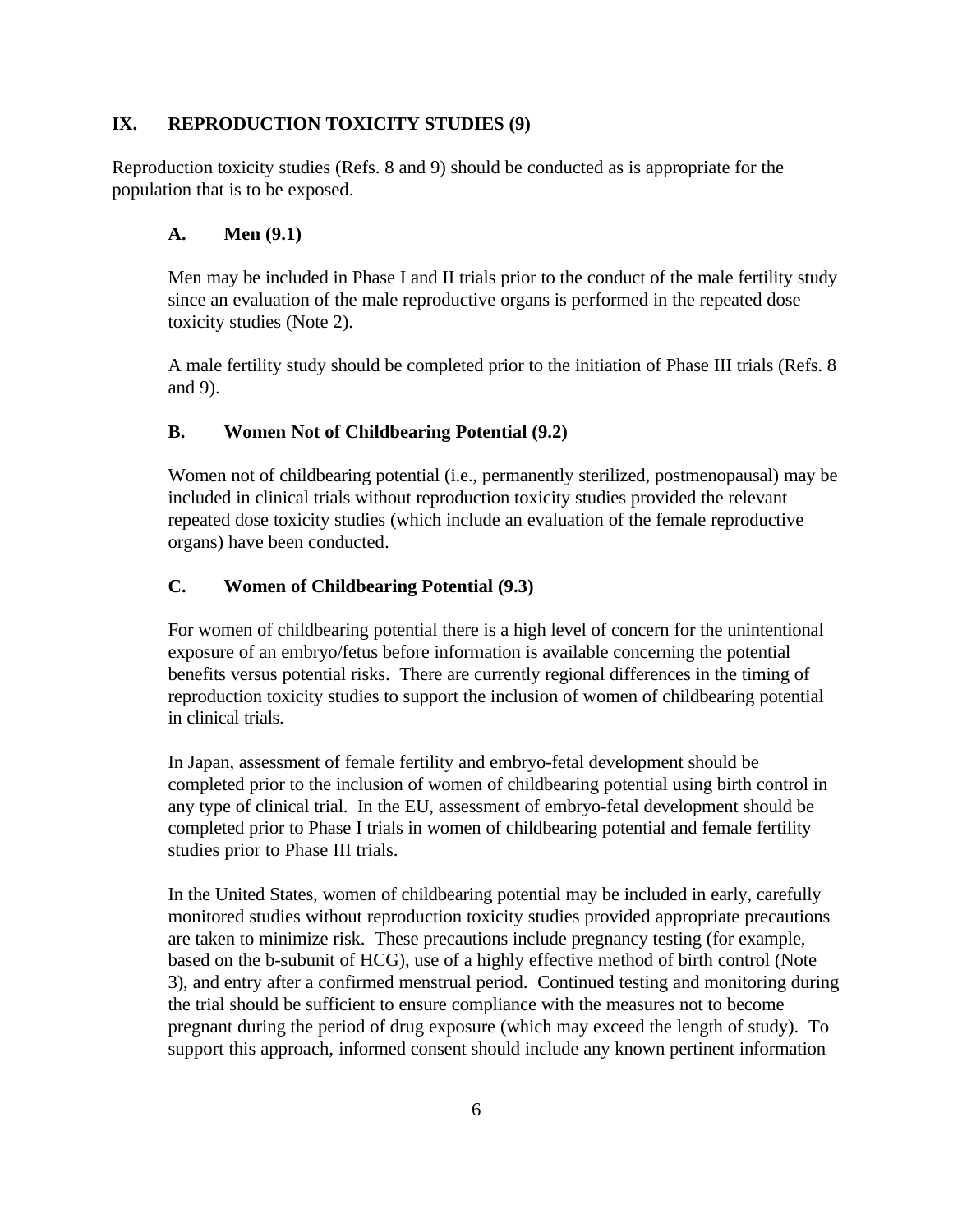## IX. REPRODUCTION TOXICITY STUDIES (9)

Reproduction toxicity studies (Refs. 8 and 9) should be conducted as is appropriate for the population that is to be exposed.

### A. Men (9.1)

Men may be included in Phase I and II trials prior to the conduct of the male fertility study since an evaluation of the male reproductive organs is performed in the repeated dose toxicity studies (Note 2).

A male fertility study should be completed prior to the initiation of Phase III trials (Refs. 8 and 9).

### B. Women Not of Childbearing Potential (9.2)

Women not of childbearing potential (i.e., permanently sterilized, postmenopausal) may be included in clinical trials without reproduction toxicity studies provided the relevant repeated dose toxicity studies (which include an evaluation of the female reproductive organs) have been conducted.

### C. Women of Childbearing Potential (9.3)

For women of childbearing potential there is a high level of concern for the unintentional exposure of an embryo/fetus before information is available concerning the potential benefits versus potential risks. There are currently regional differences in the timing of reproduction toxicity studies to support the inclusion of women of childbearing potential in clinical trials.

In Japan, assessment of female fertility and embryo-fetal development should be completed prior to the inclusion of women of childbearing potential using birth control in any type of clinical trial. In the EU, assessment of embryo-fetal development should be completed prior to Phase I trials in women of childbearing potential and female fertility studies prior to Phase III trials.

In the United States, women of childbearing potential may be included in early, carefully monitored studies without reproduction toxicity studies provided appropriate precautions are taken to minimize risk. These precautions include pregnancy testing (for example, based on the b-subunit of HCG), use of a highly effective method of birth control (Note 3), and entry after a confirmed menstrual period. Continued testing and monitoring during the trial should be sufficient to ensure compliance with the measures not to become pregnant during the period of drug exposure (which may exceed the length of study). To support this approach, informed consent should include any known pertinent information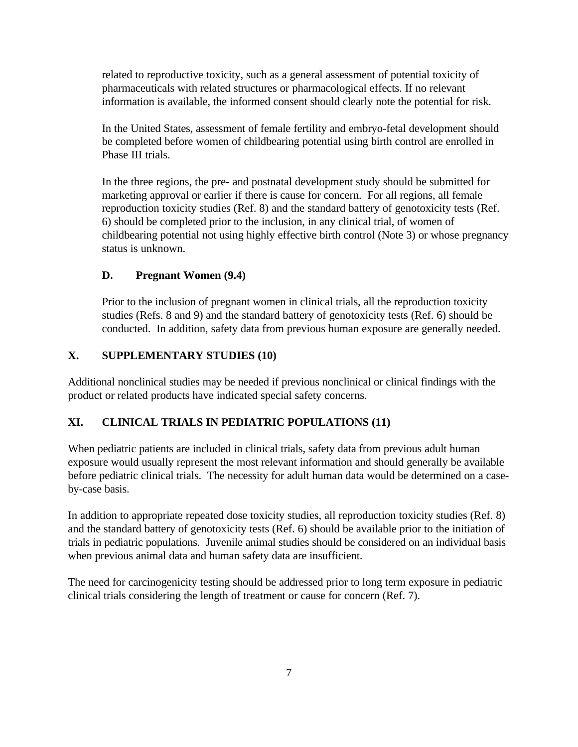related to reproductive toxicity, such as a general assessment of potential toxicity of pharmaceuticals with related structures or pharmacological effects. If no relevant information is available, the informed consent should clearly note the potential for risk.

In the United States, assessment of female fertility and embryo-fetal development should be completed before women of childbearing potential using birth control are enrolled in Phase III trials.

In the three regions, the pre- and postnatal development study should be submitted for marketing approval or earlier if there is cause for concern. For all regions, all female reproduction toxicity studies (Ref. 8) and the standard battery of genotoxicity tests (Ref. 6) should be completed prior to the inclusion, in any clinical trial, of women of childbearing potential not using highly effective birth control (Note 3) or whose pregnancy status is unknown.

### D. Pregnant Women (9.4)

Prior to the inclusion of pregnant women in clinical trials, all the reproduction toxicity studies (Refs. 8 and 9) and the standard battery of genotoxicity tests (Ref. 6) should be conducted. In addition, safety data from previous human exposure are generally needed.

## X. SUPPLEMENTARY STUDIES (10)

Additional nonclinical studies may be needed if previous nonclinical or clinical findings with the product or related products have indicated special safety concerns.

## XI. CLINICAL TRIALS IN PEDIATRIC POPULATIONS (11)

When pediatric patients are included in clinical trials, safety data from previous adult human exposure would usually represent the most relevant information and should generally be available before pediatric clinical trials. The necessity for adult human data would be determined on a case-by-case basis.

In addition to appropriate repeated dose toxicity studies, all reproduction toxicity studies (Ref. 8) and the standard battery of genotoxicity tests (Ref. 6) should be available prior to the initiation of trials in pediatric populations. Juvenile animal studies should be considered on an individual basis when previous animal data and human safety data are insufficient.

The need for carcinogenicity testing should be addressed prior to long term exposure in pediatric clinical trials considering the length of treatment or cause for concern (Ref. 7).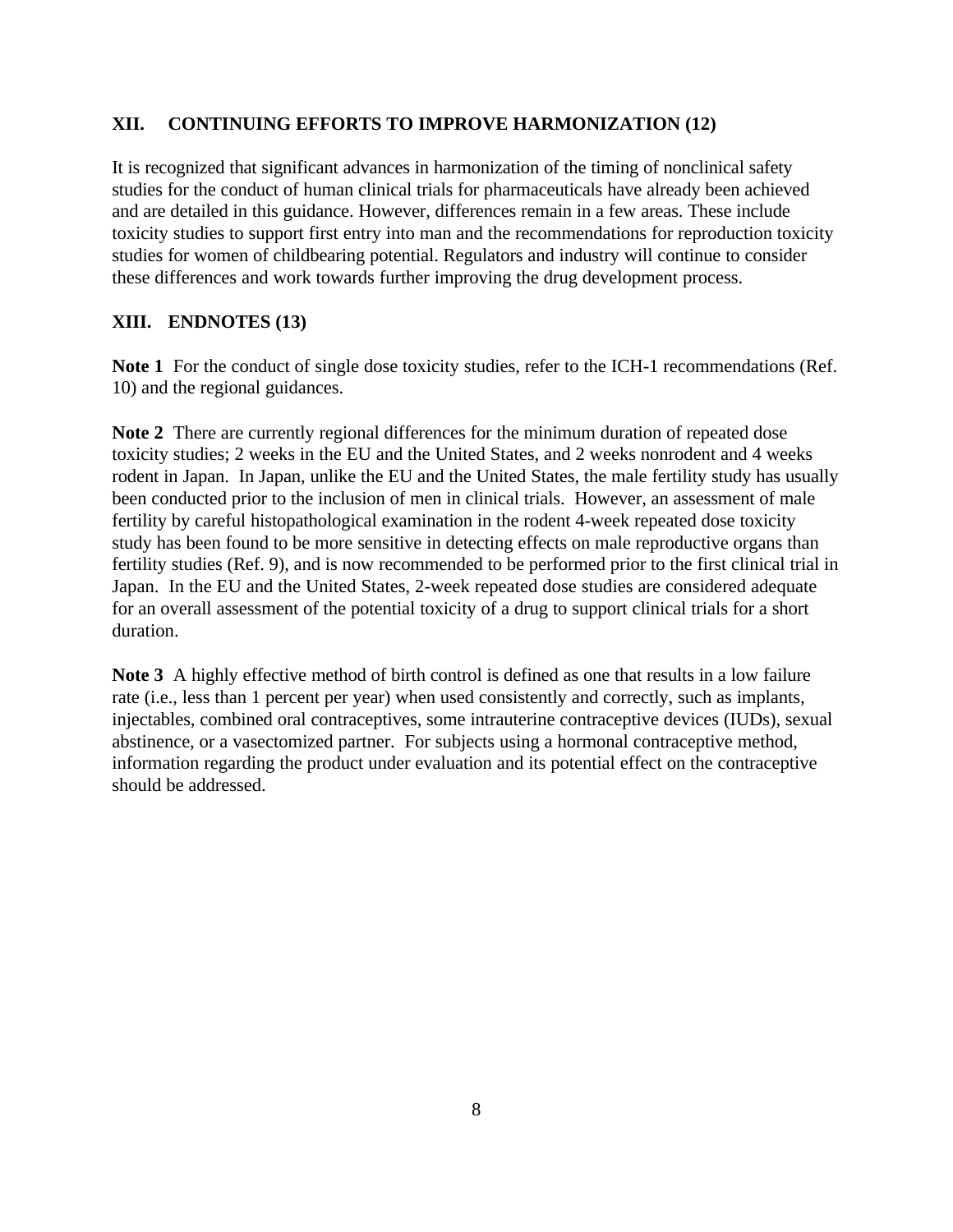## XII. CONTINUING EFFORTS TO IMPROVE HARMONIZATION (12)

It is recognized that significant advances in harmonization of the timing of nonclinical safety studies for the conduct of human clinical trials for pharmaceuticals have already been achieved and are detailed in this guidance. However, differences remain in a few areas. These include toxicity studies to support first entry into man and the recommendations for reproduction toxicity studies for women of childbearing potential. Regulators and industry will continue to consider these differences and work towards further improving the drug development process.

## XIII. ENDNOTES (13)

**Note 1** For the conduct of single dose toxicity studies, refer to the ICH-1 recommendations (Ref. 10) and the regional guidances.

**Note 2** There are currently regional differences for the minimum duration of repeated dose toxicity studies; 2 weeks in the EU and the United States, and 2 weeks nonrodent and 4 weeks rodent in Japan. In Japan, unlike the EU and the United States, the male fertility study has usually been conducted prior to the inclusion of men in clinical trials. However, an assessment of male fertility by careful histopathological examination in the rodent 4-week repeated dose toxicity study has been found to be more sensitive in detecting effects on male reproductive organs than fertility studies (Ref. 9), and is now recommended to be performed prior to the first clinical trial in Japan. In the EU and the United States, 2-week repeated dose studies are considered adequate for an overall assessment of the potential toxicity of a drug to support clinical trials for a short duration.

**Note 3** A highly effective method of birth control is defined as one that results in a low failure rate (i.e., less than 1 percent per year) when used consistently and correctly, such as implants, injectables, combined oral contraceptives, some intrauterine contraceptive devices (IUDs), sexual abstinence, or a vasectomized partner. For subjects using a hormonal contraceptive method, information regarding the product under evaluation and its potential effect on the contraceptive should be addressed.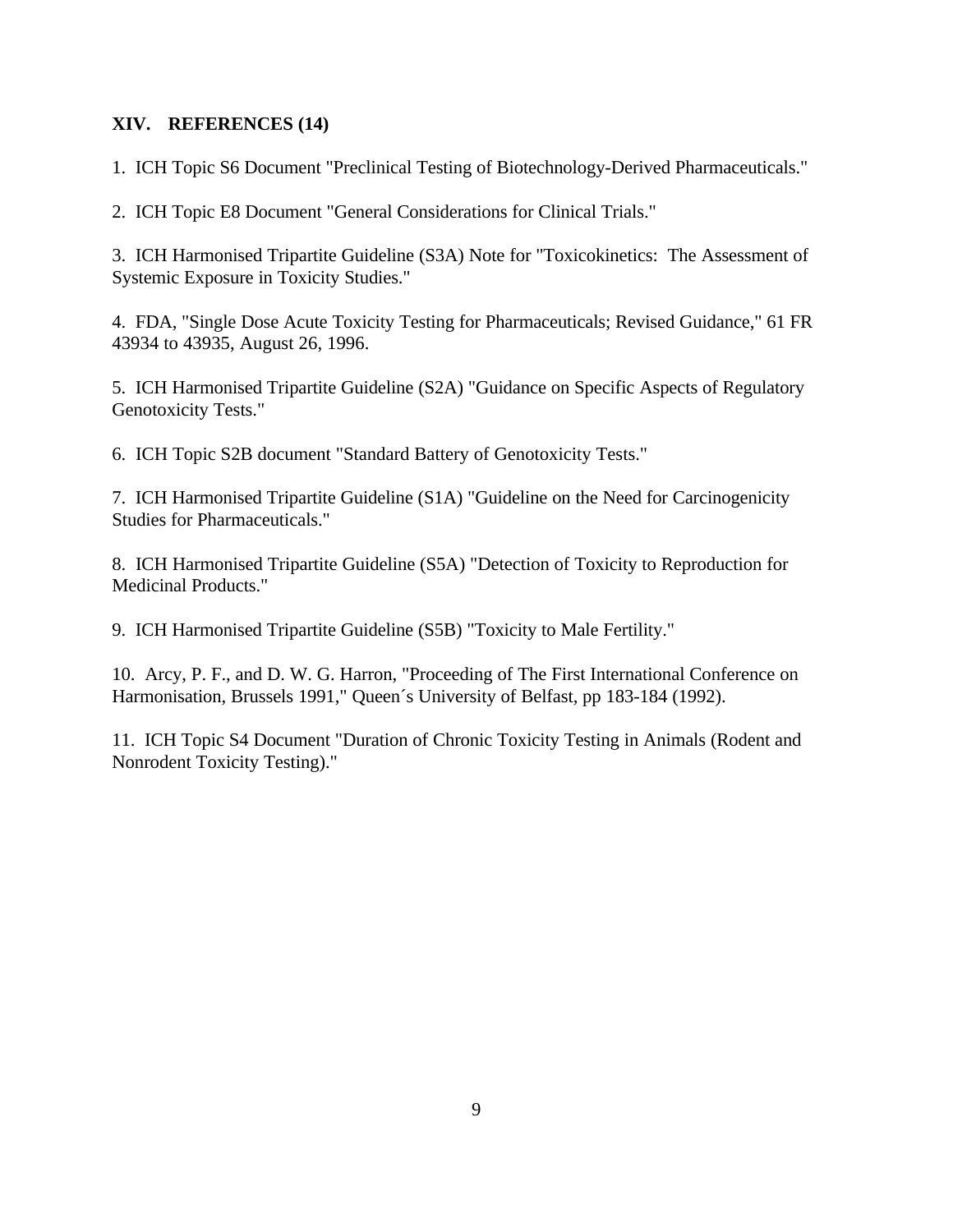## XIV. REFERENCES (14)

1. ICH Topic S6 Document "Preclinical Testing of Biotechnology-Derived Pharmaceuticals."

2. ICH Topic E8 Document "General Considerations for Clinical Trials."

3. ICH Harmonised Tripartite Guideline (S3A) Note for "Toxicokinetics: The Assessment of Systemic Exposure in Toxicity Studies."

4. FDA, "Single Dose Acute Toxicity Testing for Pharmaceuticals; Revised Guidance," 61 FR 43934 to 43935, August 26, 1996.

5. ICH Harmonised Tripartite Guideline (S2A) "Guidance on Specific Aspects of Regulatory Genotoxicity Tests."

6. ICH Topic S2B document "Standard Battery of Genotoxicity Tests."

7. ICH Harmonised Tripartite Guideline (S1A) "Guideline on the Need for Carcinogenicity Studies for Pharmaceuticals."

8. ICH Harmonised Tripartite Guideline (S5A) "Detection of Toxicity to Reproduction for Medicinal Products."

9. ICH Harmonised Tripartite Guideline (S5B) "Toxicity to Male Fertility."

10. Arcy, P. F., and D. W. G. Harron, "Proceeding of The First International Conference on Harmonisation, Brussels 1991," Queen´s University of Belfast, pp 183-184 (1992).

11. ICH Topic S4 Document "Duration of Chronic Toxicity Testing in Animals (Rodent and Nonrodent Toxicity Testing)."